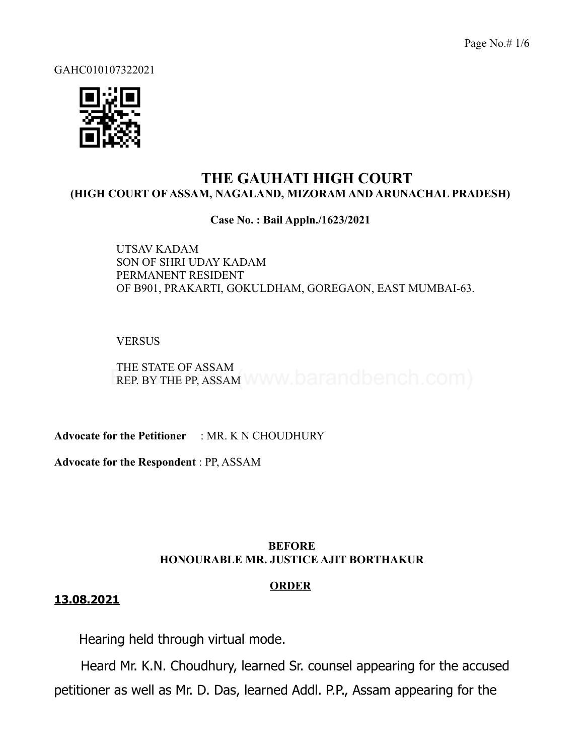GAHC010107322021

# THE GAUHATI HIGH COURT
## (HIGH COURT OF ASSAM, NAGALAND, MIZORAM AND ARUNACHAL PRADESH)

**Case No. : Bail Appln./1623/2021**

UTSAV KADAM
SON OF SHRI UDAY KADAM
PERMANENT RESIDENT
OF B901, PRAKARTI, GOKULDHAM, GOREGAON, EAST MUMBAI-63.

VERSUS

THE STATE OF ASSAM
REP. BY THE PP, ASSAM

**Advocate for the Petitioner** : MR. K N CHOUDHURY

**Advocate for the Respondent** : PP, ASSAM

**BEFORE**
**HONOURABLE MR. JUSTICE AJIT BORTHAKUR**

**ORDER**

**13.08.2021**

Hearing held through virtual mode.

Heard Mr. K.N. Choudhury, learned Sr. counsel appearing for the accused petitioner as well as Mr. D. Das, learned Addl. P.P., Assam appearing for the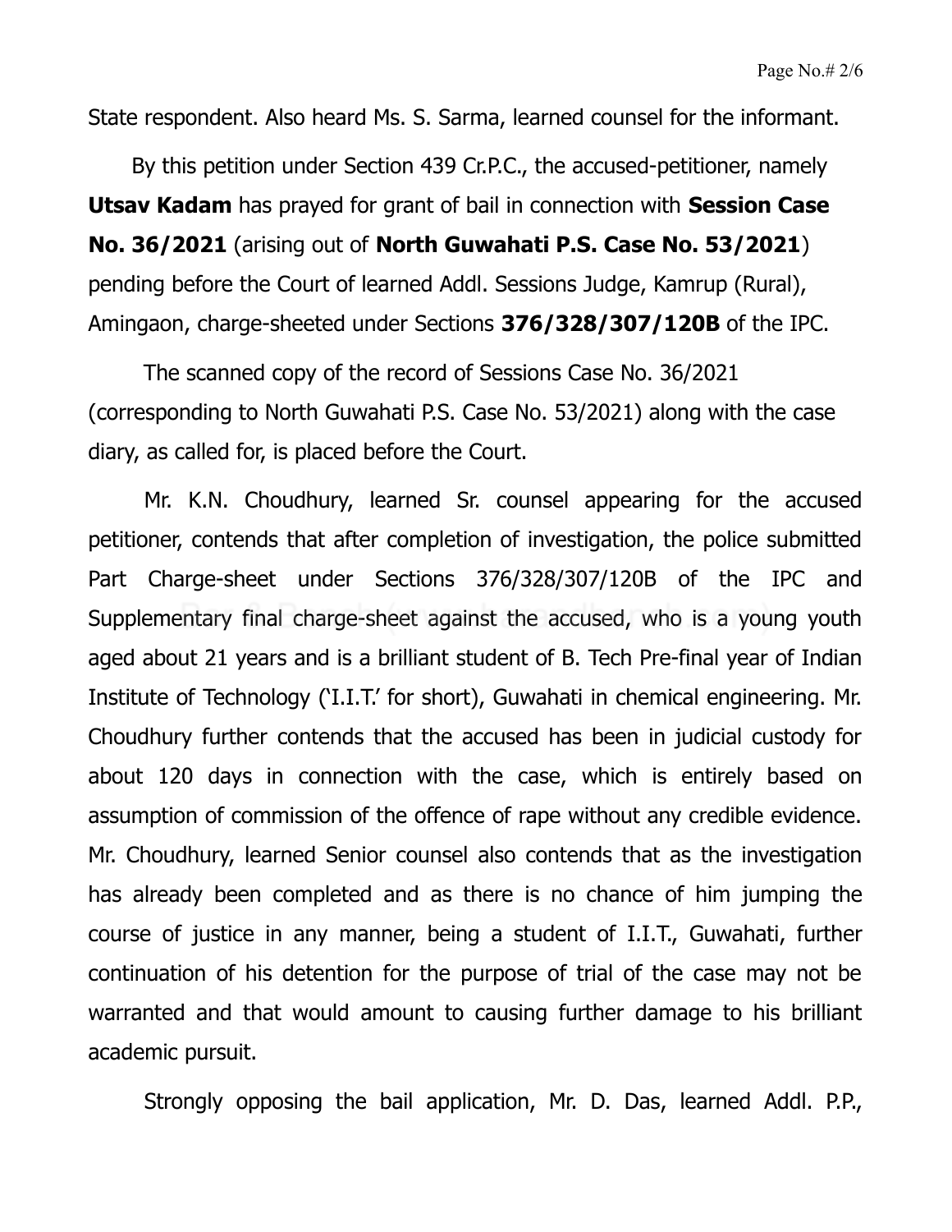State respondent. Also heard Ms. S. Sarma, learned counsel for the informant.

By this petition under Section 439 Cr.P.C., the accused-petitioner, namely **Utsav Kadam** has prayed for grant of bail in connection with **Session Case No. 36/2021** (arising out of **North Guwahati P.S. Case No. 53/2021**) pending before the Court of learned Addl. Sessions Judge, Kamrup (Rural), Amingaon, charge-sheeted under Sections **376/328/307/120B** of the IPC.

The scanned copy of the record of Sessions Case No. 36/2021 (corresponding to North Guwahati P.S. Case No. 53/2021) along with the case diary, as called for, is placed before the Court.

Mr. K.N. Choudhury, learned Sr. counsel appearing for the accused petitioner, contends that after completion of investigation, the police submitted Part Charge-sheet under Sections 376/328/307/120B of the IPC and Supplementary final charge-sheet against the accused, who is a young youth aged about 21 years and is a brilliant student of B. Tech Pre-final year of Indian Institute of Technology ('I.I.T.' for short), Guwahati in chemical engineering. Mr. Choudhury further contends that the accused has been in judicial custody for about 120 days in connection with the case, which is entirely based on assumption of commission of the offence of rape without any credible evidence. Mr. Choudhury, learned Senior counsel also contends that as the investigation has already been completed and as there is no chance of him jumping the course of justice in any manner, being a student of I.I.T., Guwahati, further continuation of his detention for the purpose of trial of the case may not be warranted and that would amount to causing further damage to his brilliant academic pursuit.

Strongly opposing the bail application, Mr. D. Das, learned Addl. P.P.,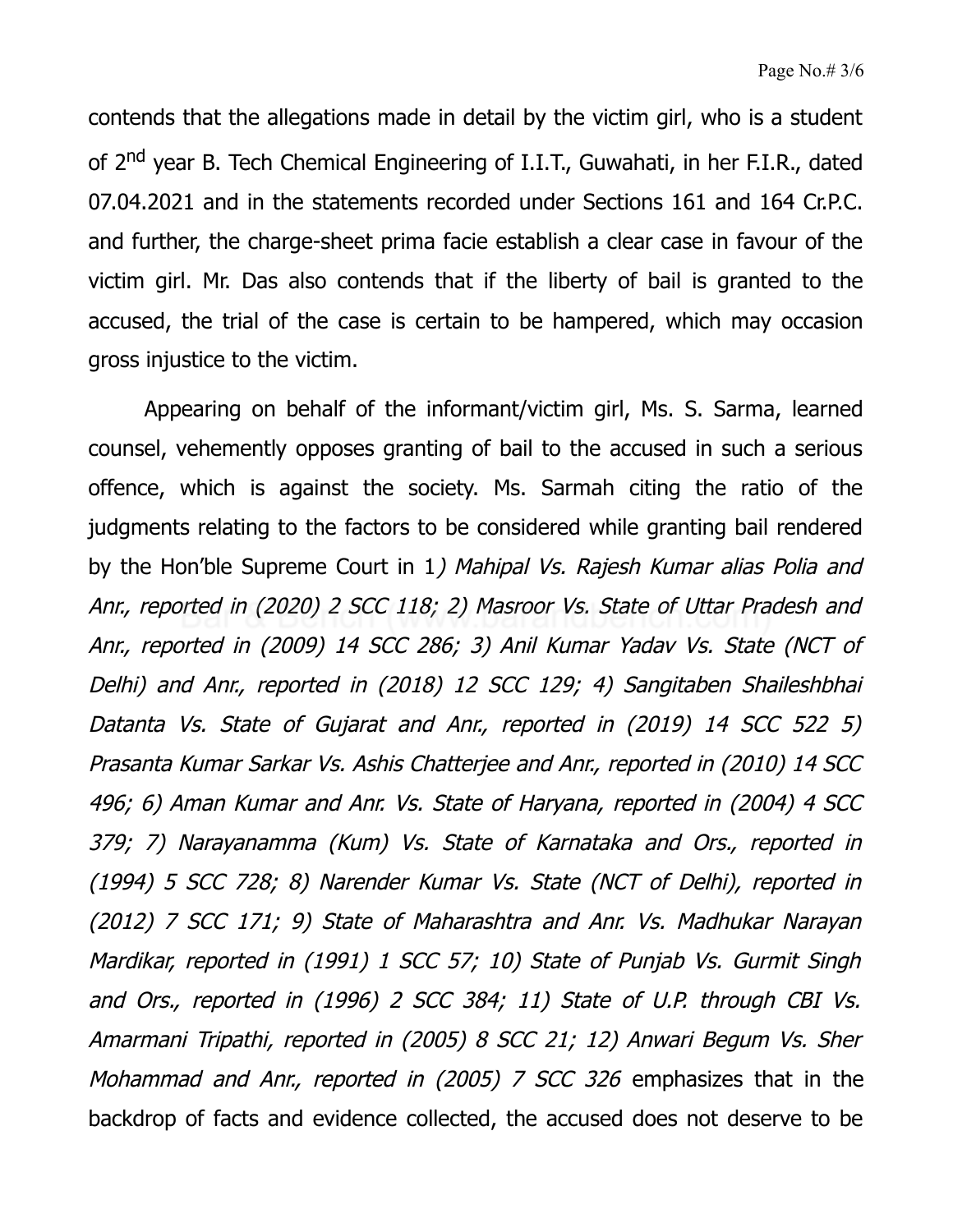contends that the allegations made in detail by the victim girl, who is a student of 2nd year B. Tech Chemical Engineering of I.I.T., Guwahati, in her F.I.R., dated 07.04.2021 and in the statements recorded under Sections 161 and 164 Cr.P.C. and further, the charge-sheet prima facie establish a clear case in favour of the victim girl. Mr. Das also contends that if the liberty of bail is granted to the accused, the trial of the case is certain to be hampered, which may occasion gross injustice to the victim.

Appearing on behalf of the informant/victim girl, Ms. S. Sarma, learned counsel, vehemently opposes granting of bail to the accused in such a serious offence, which is against the society. Ms. Sarmah citing the ratio of the judgments relating to the factors to be considered while granting bail rendered by the Hon'ble Supreme Court in 1*) Mahipal Vs. Rajesh Kumar alias Polia and Anr., reported in (2020) 2 SCC 118; 2) Masroor Vs. State of Uttar Pradesh and Anr., reported in (2009) 14 SCC 286; 3) Anil Kumar Yadav Vs. State (NCT of Delhi) and Anr., reported in (2018) 12 SCC 129; 4) Sangitaben Shaileshbhai Datanta Vs. State of Gujarat and Anr., reported in (2019) 14 SCC 522 5) Prasanta Kumar Sarkar Vs. Ashis Chatterjee and Anr., reported in (2010) 14 SCC 496; 6) Aman Kumar and Anr. Vs. State of Haryana, reported in (2004) 4 SCC 379; 7) Narayanamma (Kum) Vs. State of Karnataka and Ors., reported in (1994) 5 SCC 728; 8) Narender Kumar Vs. State (NCT of Delhi), reported in (2012) 7 SCC 171; 9) State of Maharashtra and Anr. Vs. Madhukar Narayan Mardikar, reported in (1991) 1 SCC 57; 10) State of Punjab Vs. Gurmit Singh and Ors., reported in (1996) 2 SCC 384; 11) State of U.P. through CBI Vs. Amarmani Tripathi, reported in (2005) 8 SCC 21; 12) Anwari Begum Vs. Sher Mohammad and Anr., reported in (2005) 7 SCC 326* emphasizes that in the backdrop of facts and evidence collected, the accused does not deserve to be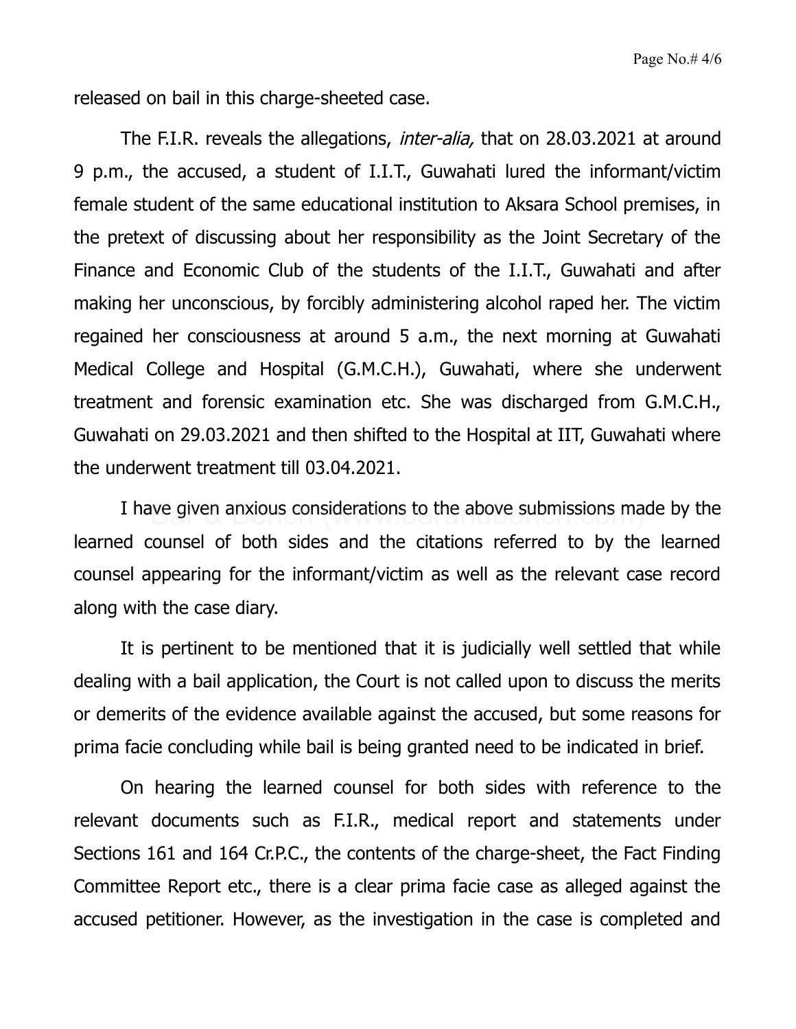released on bail in this charge-sheeted case.

The F.I.R. reveals the allegations, *inter-alia,* that on 28.03.2021 at around 9 p.m., the accused, a student of I.I.T., Guwahati lured the informant/victim female student of the same educational institution to Aksara School premises, in the pretext of discussing about her responsibility as the Joint Secretary of the Finance and Economic Club of the students of the I.I.T., Guwahati and after making her unconscious, by forcibly administering alcohol raped her. The victim regained her consciousness at around 5 a.m., the next morning at Guwahati Medical College and Hospital (G.M.C.H.), Guwahati, where she underwent treatment and forensic examination etc. She was discharged from G.M.C.H., Guwahati on 29.03.2021 and then shifted to the Hospital at IIT, Guwahati where the underwent treatment till 03.04.2021.

I have given anxious considerations to the above submissions made by the learned counsel of both sides and the citations referred to by the learned counsel appearing for the informant/victim as well as the relevant case record along with the case diary.

It is pertinent to be mentioned that it is judicially well settled that while dealing with a bail application, the Court is not called upon to discuss the merits or demerits of the evidence available against the accused, but some reasons for prima facie concluding while bail is being granted need to be indicated in brief.

On hearing the learned counsel for both sides with reference to the relevant documents such as F.I.R., medical report and statements under Sections 161 and 164 Cr.P.C., the contents of the charge-sheet, the Fact Finding Committee Report etc., there is a clear prima facie case as alleged against the accused petitioner. However, as the investigation in the case is completed and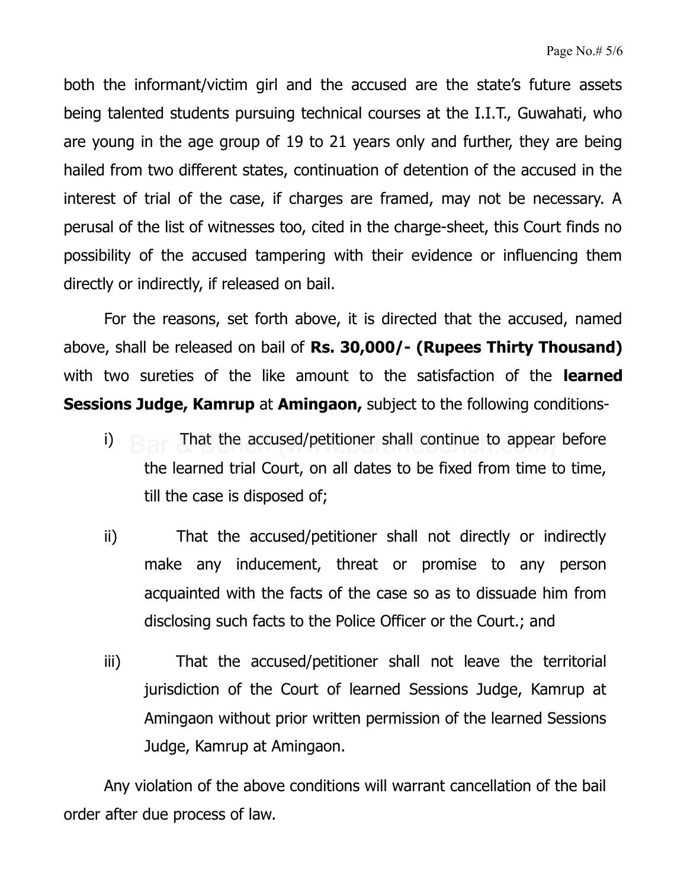both the informant/victim girl and the accused are the state's future assets being talented students pursuing technical courses at the I.I.T., Guwahati, who are young in the age group of 19 to 21 years only and further, they are being hailed from two different states, continuation of detention of the accused in the interest of trial of the case, if charges are framed, may not be necessary. A perusal of the list of witnesses too, cited in the charge-sheet, this Court finds no possibility of the accused tampering with their evidence or influencing them directly or indirectly, if released on bail.

For the reasons, set forth above, it is directed that the accused, named above, shall be released on bail of **Rs. 30,000/- (Rupees Thirty Thousand)** with two sureties of the like amount to the satisfaction of the **learned Sessions Judge, Kamrup** at **Amingaon,** subject to the following conditions-

i) That the accused/petitioner shall continue to appear before the learned trial Court, on all dates to be fixed from time to time, till the case is disposed of;

ii) That the accused/petitioner shall not directly or indirectly make any inducement, threat or promise to any person acquainted with the facts of the case so as to dissuade him from disclosing such facts to the Police Officer or the Court.; and

iii) That the accused/petitioner shall not leave the territorial jurisdiction of the Court of learned Sessions Judge, Kamrup at Amingaon without prior written permission of the learned Sessions Judge, Kamrup at Amingaon.

Any violation of the above conditions will warrant cancellation of the bail order after due process of law.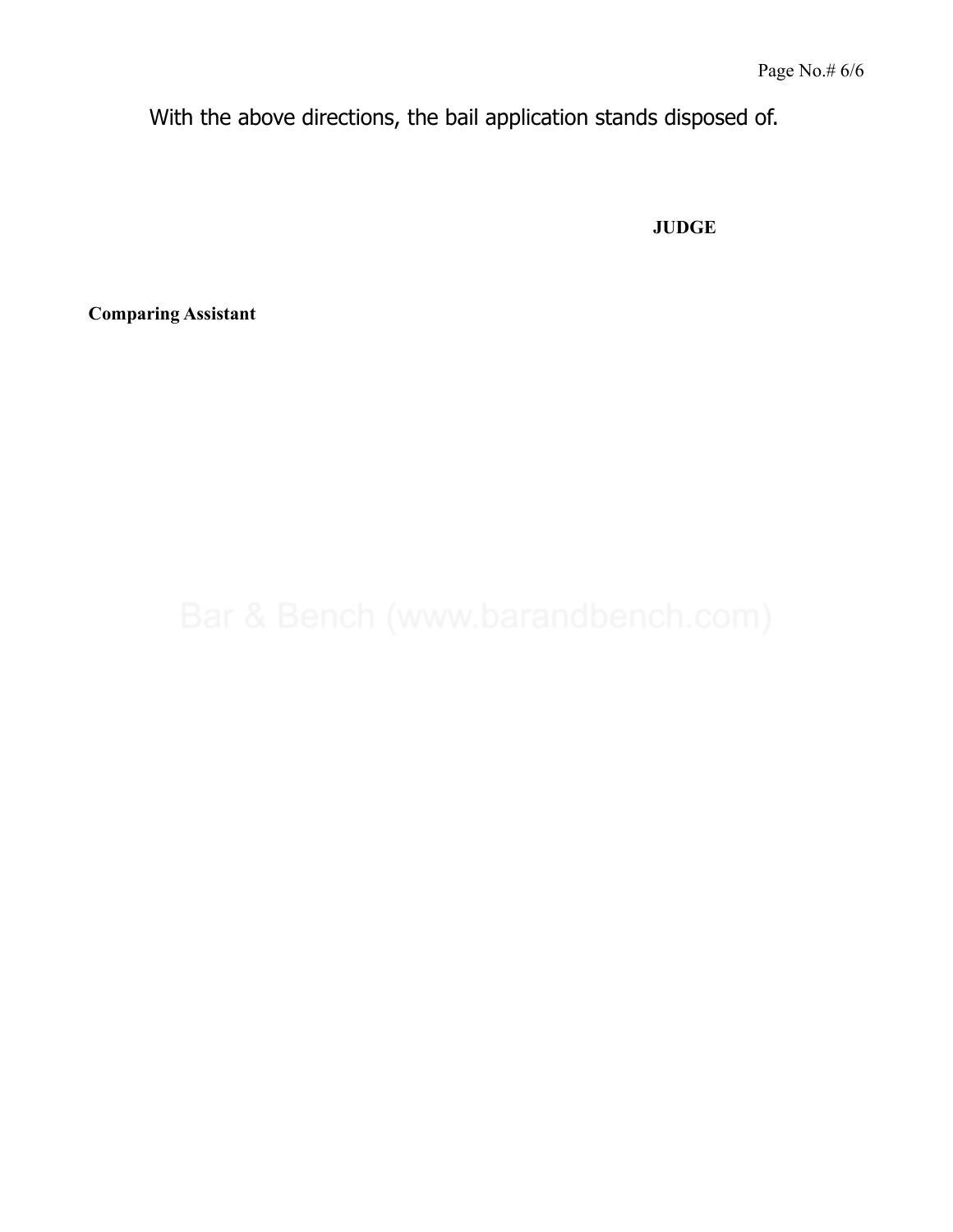With the above directions, the bail application stands disposed of.

**JUDGE**

**Comparing Assistant**